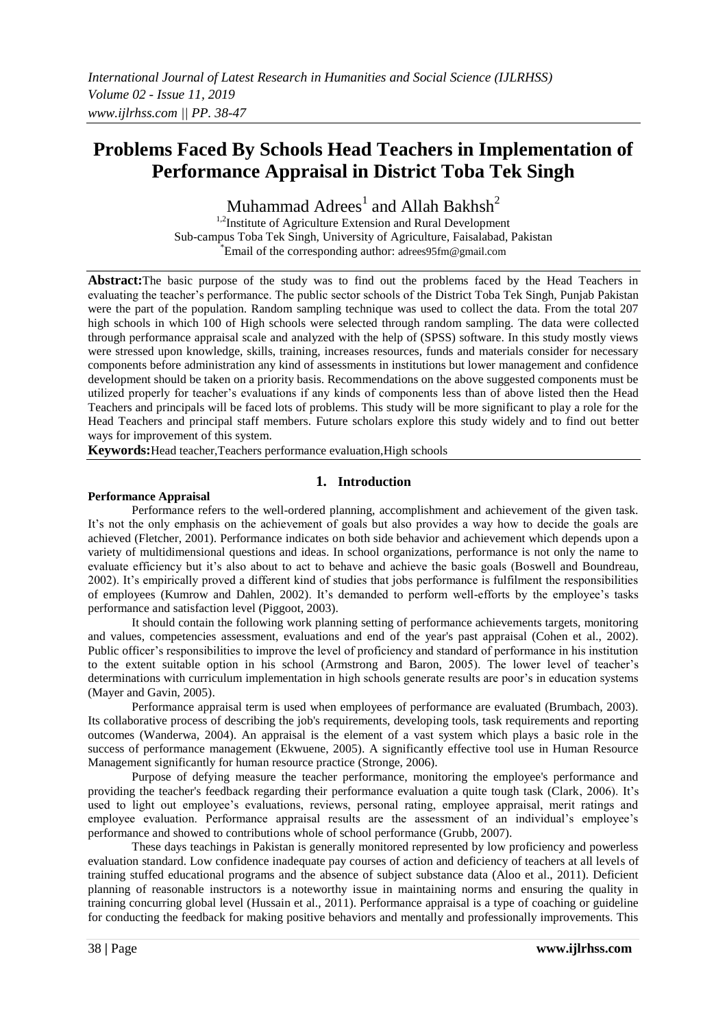# Problems Faced By Schools Head Teachers in Implementation of Performance Appraisal in District Toba Tek Singh

Muhammad Adrees[1] and Allah Bakhsh[2]

[1,2]Institute of Agriculture Extension and Rural Development
Sub-campus Toba Tek Singh, University of Agriculture, Faisalabad, Pakistan
[*]Email of the corresponding author: adrees95fm@gmail.com

**Abstract:** The basic purpose of the study was to find out the problems faced by the Head Teachers in evaluating the teacher's performance. The public sector schools of the District Toba Tek Singh, Punjab Pakistan were the part of the population. Random sampling technique was used to collect the data. From the total 207 high schools in which 100 of High schools were selected through random sampling. The data were collected through performance appraisal scale and analyzed with the help of (SPSS) software. In this study mostly views were stressed upon knowledge, skills, training, increases resources, funds and materials consider for necessary components before administration any kind of assessments in institutions but lower management and confidence development should be taken on a priority basis. Recommendations on the above suggested components must be utilized properly for teacher's evaluations if any kinds of components less than of above listed then the Head Teachers and principals will be faced lots of problems. This study will be more significant to play a role for the Head Teachers and principal staff members. Future scholars explore this study widely and to find out better ways for improvement of this system.

**Keywords:** Head teacher, Teachers performance evaluation, High schools

## 1. Introduction

### Performance Appraisal

Performance refers to the well-ordered planning, accomplishment and achievement of the given task. It's not the only emphasis on the achievement of goals but also provides a way how to decide the goals are achieved (Fletcher, 2001). Performance indicates on both side behavior and achievement which depends upon a variety of multidimensional questions and ideas. In school organizations, performance is not only the name to evaluate efficiency but it's also about to act to behave and achieve the basic goals (Boswell and Boundreau, 2002). It's empirically proved a different kind of studies that jobs performance is fulfilment the responsibilities of employees (Kumrow and Dahlen, 2002). It's demanded to perform well-efforts by the employee's tasks performance and satisfaction level (Piggoot, 2003).

It should contain the following work planning setting of performance achievements targets, monitoring and values, competencies assessment, evaluations and end of the year's past appraisal (Cohen et al., 2002). Public officer's responsibilities to improve the level of proficiency and standard of performance in his institution to the extent suitable option in his school (Armstrong and Baron, 2005). The lower level of teacher's determinations with curriculum implementation in high schools generate results are poor's in education systems (Mayer and Gavin, 2005).

Performance appraisal term is used when employees of performance are evaluated (Brumbach, 2003). Its collaborative process of describing the job's requirements, developing tools, task requirements and reporting outcomes (Wanderwa, 2004). An appraisal is the element of a vast system which plays a basic role in the success of performance management (Ekwuene, 2005). A significantly effective tool use in Human Resource Management significantly for human resource practice (Stronge, 2006).

Purpose of defying measure the teacher performance, monitoring the employee's performance and providing the teacher's feedback regarding their performance evaluation a quite tough task (Clark, 2006). It's used to light out employee's evaluations, reviews, personal rating, employee appraisal, merit ratings and employee evaluation. Performance appraisal results are the assessment of an individual's employee's performance and showed to contributions whole of school performance (Grubb, 2007).

These days teachings in Pakistan is generally monitored represented by low proficiency and powerless evaluation standard. Low confidence inadequate pay courses of action and deficiency of teachers at all levels of training stuffed educational programs and the absence of subject substance data (Aloo et al., 2011). Deficient planning of reasonable instructors is a noteworthy issue in maintaining norms and ensuring the quality in training concurring global level (Hussain et al., 2011). Performance appraisal is a type of coaching or guideline for conducting the feedback for making positive behaviors and mentally and professionally improvements. This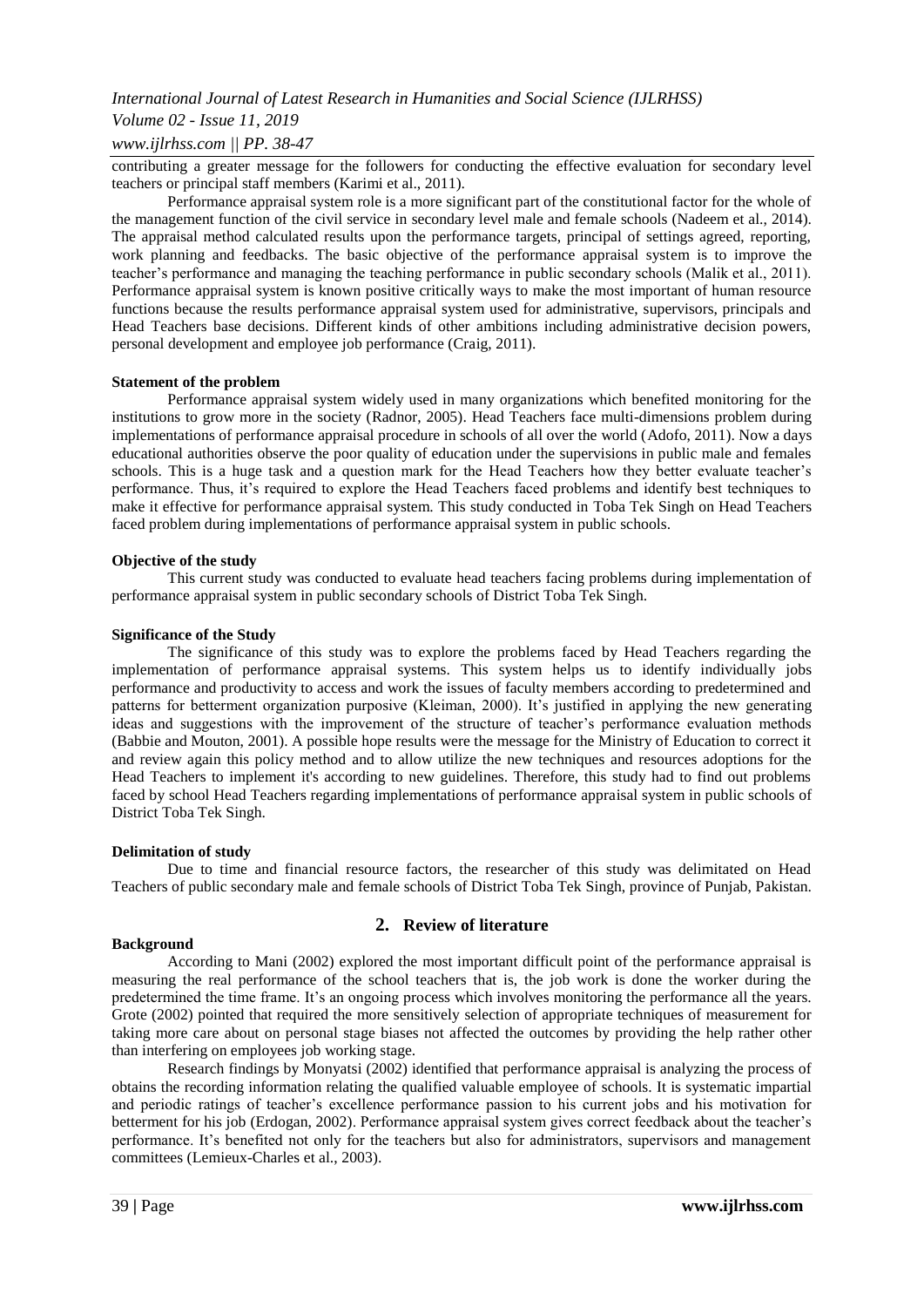contributing a greater message for the followers for conducting the effective evaluation for secondary level teachers or principal staff members (Karimi et al., 2011).

Performance appraisal system role is a more significant part of the constitutional factor for the whole of the management function of the civil service in secondary level male and female schools (Nadeem et al., 2014). The appraisal method calculated results upon the performance targets, principal of settings agreed, reporting, work planning and feedbacks. The basic objective of the performance appraisal system is to improve the teacher's performance and managing the teaching performance in public secondary schools (Malik et al., 2011). Performance appraisal system is known positive critically ways to make the most important of human resource functions because the results performance appraisal system used for administrative, supervisors, principals and Head Teachers base decisions. Different kinds of other ambitions including administrative decision powers, personal development and employee job performance (Craig, 2011).

**Statement of the problem**

Performance appraisal system widely used in many organizations which benefited monitoring for the institutions to grow more in the society (Radnor, 2005). Head Teachers face multi-dimensions problem during implementations of performance appraisal procedure in schools of all over the world (Adofo, 2011). Now a days educational authorities observe the poor quality of education under the supervisions in public male and females schools. This is a huge task and a question mark for the Head Teachers how they better evaluate teacher's performance. Thus, it's required to explore the Head Teachers faced problems and identify best techniques to make it effective for performance appraisal system. This study conducted in Toba Tek Singh on Head Teachers faced problem during implementations of performance appraisal system in public schools.

**Objective of the study**

This current study was conducted to evaluate head teachers facing problems during implementation of performance appraisal system in public secondary schools of District Toba Tek Singh.

**Significance of the Study**

The significance of this study was to explore the problems faced by Head Teachers regarding the implementation of performance appraisal systems. This system helps us to identify individually jobs performance and productivity to access and work the issues of faculty members according to predetermined and patterns for betterment organization purposive (Kleiman, 2000). It's justified in applying the new generating ideas and suggestions with the improvement of the structure of teacher's performance evaluation methods (Babbie and Mouton, 2001). A possible hope results were the message for the Ministry of Education to correct it and review again this policy method and to allow utilize the new techniques and resources adoptions for the Head Teachers to implement it's according to new guidelines. Therefore, this study had to find out problems faced by school Head Teachers regarding implementations of performance appraisal system in public schools of District Toba Tek Singh.

**Delimitation of study**

Due to time and financial resource factors, the researcher of this study was delimitated on Head Teachers of public secondary male and female schools of District Toba Tek Singh, province of Punjab, Pakistan.

## 2. Review of literature

**Background**

According to Mani (2002) explored the most important difficult point of the performance appraisal is measuring the real performance of the school teachers that is, the job work is done the worker during the predetermined the time frame. It's an ongoing process which involves monitoring the performance all the years. Grote (2002) pointed that required the more sensitively selection of appropriate techniques of measurement for taking more care about on personal stage biases not affected the outcomes by providing the help rather other than interfering on employees job working stage.

Research findings by Monyatsi (2002) identified that performance appraisal is analyzing the process of obtains the recording information relating the qualified valuable employee of schools. It is systematic impartial and periodic ratings of teacher's excellence performance passion to his current jobs and his motivation for betterment for his job (Erdogan, 2002). Performance appraisal system gives correct feedback about the teacher's performance. It's benefited not only for the teachers but also for administrators, supervisors and management committees (Lemieux-Charles et al., 2003).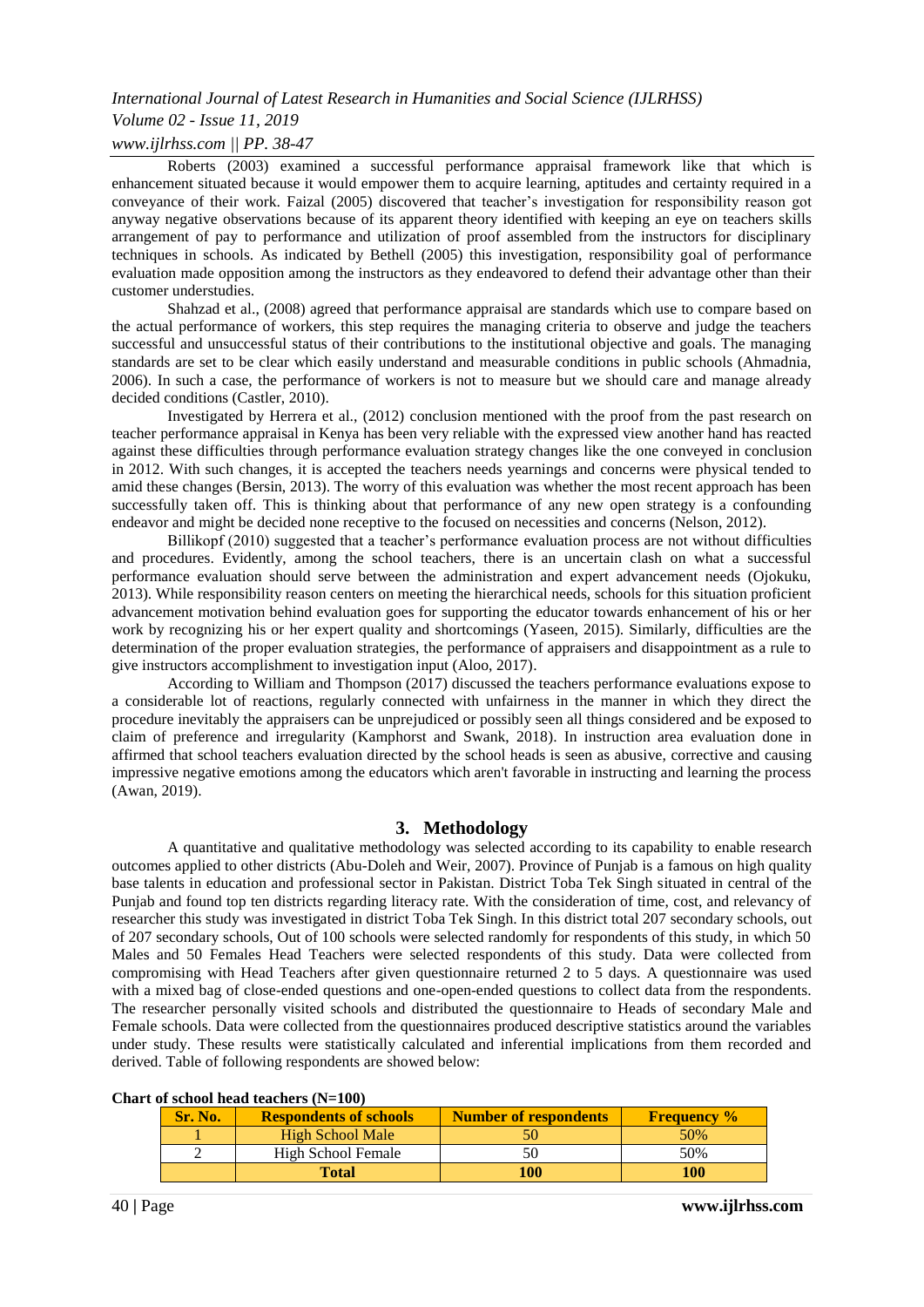Roberts (2003) examined a successful performance appraisal framework like that which is enhancement situated because it would empower them to acquire learning, aptitudes and certainty required in a conveyance of their work. Faizal (2005) discovered that teacher's investigation for responsibility reason got anyway negative observations because of its apparent theory identified with keeping an eye on teachers skills arrangement of pay to performance and utilization of proof assembled from the instructors for disciplinary techniques in schools. As indicated by Bethell (2005) this investigation, responsibility goal of performance evaluation made opposition among the instructors as they endeavored to defend their advantage other than their customer understudies.

Shahzad et al., (2008) agreed that performance appraisal are standards which use to compare based on the actual performance of workers, this step requires the managing criteria to observe and judge the teachers successful and unsuccessful status of their contributions to the institutional objective and goals. The managing standards are set to be clear which easily understand and measurable conditions in public schools (Ahmadnia, 2006). In such a case, the performance of workers is not to measure but we should care and manage already decided conditions (Castler, 2010).

Investigated by Herrera et al., (2012) conclusion mentioned with the proof from the past research on teacher performance appraisal in Kenya has been very reliable with the expressed view another hand has reacted against these difficulties through performance evaluation strategy changes like the one conveyed in conclusion in 2012. With such changes, it is accepted the teachers needs yearnings and concerns were physical tended to amid these changes (Bersin, 2013). The worry of this evaluation was whether the most recent approach has been successfully taken off. This is thinking about that performance of any new open strategy is a confounding endeavor and might be decided none receptive to the focused on necessities and concerns (Nelson, 2012).

Billikopf (2010) suggested that a teacher's performance evaluation process are not without difficulties and procedures. Evidently, among the school teachers, there is an uncertain clash on what a successful performance evaluation should serve between the administration and expert advancement needs (Ojokuku, 2013). While responsibility reason centers on meeting the hierarchical needs, schools for this situation proficient advancement motivation behind evaluation goes for supporting the educator towards enhancement of his or her work by recognizing his or her expert quality and shortcomings (Yaseen, 2015). Similarly, difficulties are the determination of the proper evaluation strategies, the performance of appraisers and disappointment as a rule to give instructors accomplishment to investigation input (Aloo, 2017).

According to William and Thompson (2017) discussed the teachers performance evaluations expose to a considerable lot of reactions, regularly connected with unfairness in the manner in which they direct the procedure inevitably the appraisers can be unprejudiced or possibly seen all things considered and be exposed to claim of preference and irregularity (Kamphorst and Swank, 2018). In instruction area evaluation done in affirmed that school teachers evaluation directed by the school heads is seen as abusive, corrective and causing impressive negative emotions among the educators which aren't favorable in instructing and learning the process (Awan, 2019).

## 3. Methodology

A quantitative and qualitative methodology was selected according to its capability to enable research outcomes applied to other districts (Abu-Doleh and Weir, 2007). Province of Punjab is a famous on high quality base talents in education and professional sector in Pakistan. District Toba Tek Singh situated in central of the Punjab and found top ten districts regarding literacy rate. With the consideration of time, cost, and relevancy of researcher this study was investigated in district Toba Tek Singh. In this district total 207 secondary schools, out of 207 secondary schools, Out of 100 schools were selected randomly for respondents of this study, in which 50 Males and 50 Females Head Teachers were selected respondents of this study. Data were collected from compromising with Head Teachers after given questionnaire returned 2 to 5 days. A questionnaire was used with a mixed bag of close-ended questions and one-open-ended questions to collect data from the respondents. The researcher personally visited schools and distributed the questionnaire to Heads of secondary Male and Female schools. Data were collected from the questionnaires produced descriptive statistics around the variables under study. These results were statistically calculated and inferential implications from them recorded and derived. Table of following respondents are showed below:

**Chart of school head teachers (N=100)**

| Sr. No. | Respondents of schools | Number of respondents | Frequency % |
|---|---|---|---|
| 1 | High School Male | 50 | 50% |
| 2 | High School Female | 50 | 50% |
| | **Total** | **100** | **100** |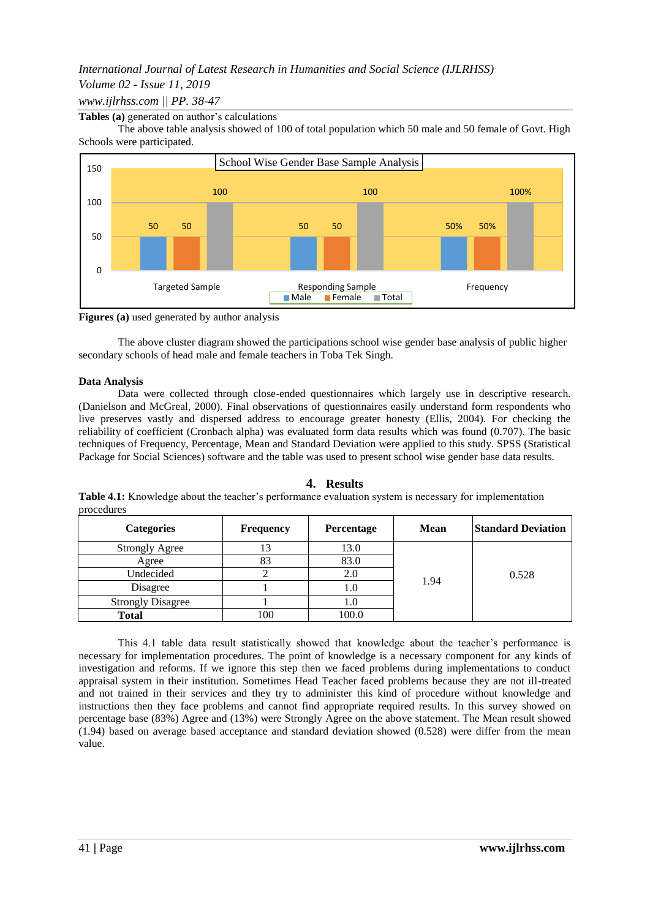**Tables (a)** generated on author's calculations

The above table analysis showed of 100 of total population which 50 male and 50 female of Govt. High Schools were participated.

School Wise Gender Base Sample Analysis

**Figures (a)** used generated by author analysis

The above cluster diagram showed the participations school wise gender base analysis of public higher secondary schools of head male and female teachers in Toba Tek Singh.

**Data Analysis**

Data were collected through close-ended questionnaires which largely use in descriptive research. (Danielson and McGreal, 2000). Final observations of questionnaires easily understand form respondents who live preserves vastly and dispersed address to encourage greater honesty (Ellis, 2004). For checking the reliability of coefficient (Cronbach alpha) was evaluated form data results which was found (0.707). The basic techniques of Frequency, Percentage, Mean and Standard Deviation were applied to this study. SPSS (Statistical Package for Social Sciences) software and the table was used to present school wise gender base data results.

## 4. Results

**Table 4.1:** Knowledge about the teacher's performance evaluation system is necessary for implementation procedures

| Categories | Frequency | Percentage | Mean | Standard Deviation |
|---|---|---|---|---|
| Strongly Agree | 13 | 13.0 | 1.94 | 0.528 |
| Agree | 83 | 83.0 | | |
| Undecided | 2 | 2.0 | | |
| Disagree | 1 | 1.0 | | |
| Strongly Disagree | 1 | 1.0 | | |
| **Total** | 100 | 100.0 | | |

This 4.1 table data result statistically showed that knowledge about the teacher's performance is necessary for implementation procedures. The point of knowledge is a necessary component for any kinds of investigation and reforms. If we ignore this step then we faced problems during implementations to conduct appraisal system in their institution. Sometimes Head Teacher faced problems because they are not ill-treated and not trained in their services and they try to administer this kind of procedure without knowledge and instructions then they face problems and cannot find appropriate required results. In this survey showed on percentage base (83%) Agree and (13%) were Strongly Agree on the above statement. The Mean result showed (1.94) based on average based acceptance and standard deviation showed (0.528) were differ from the mean value.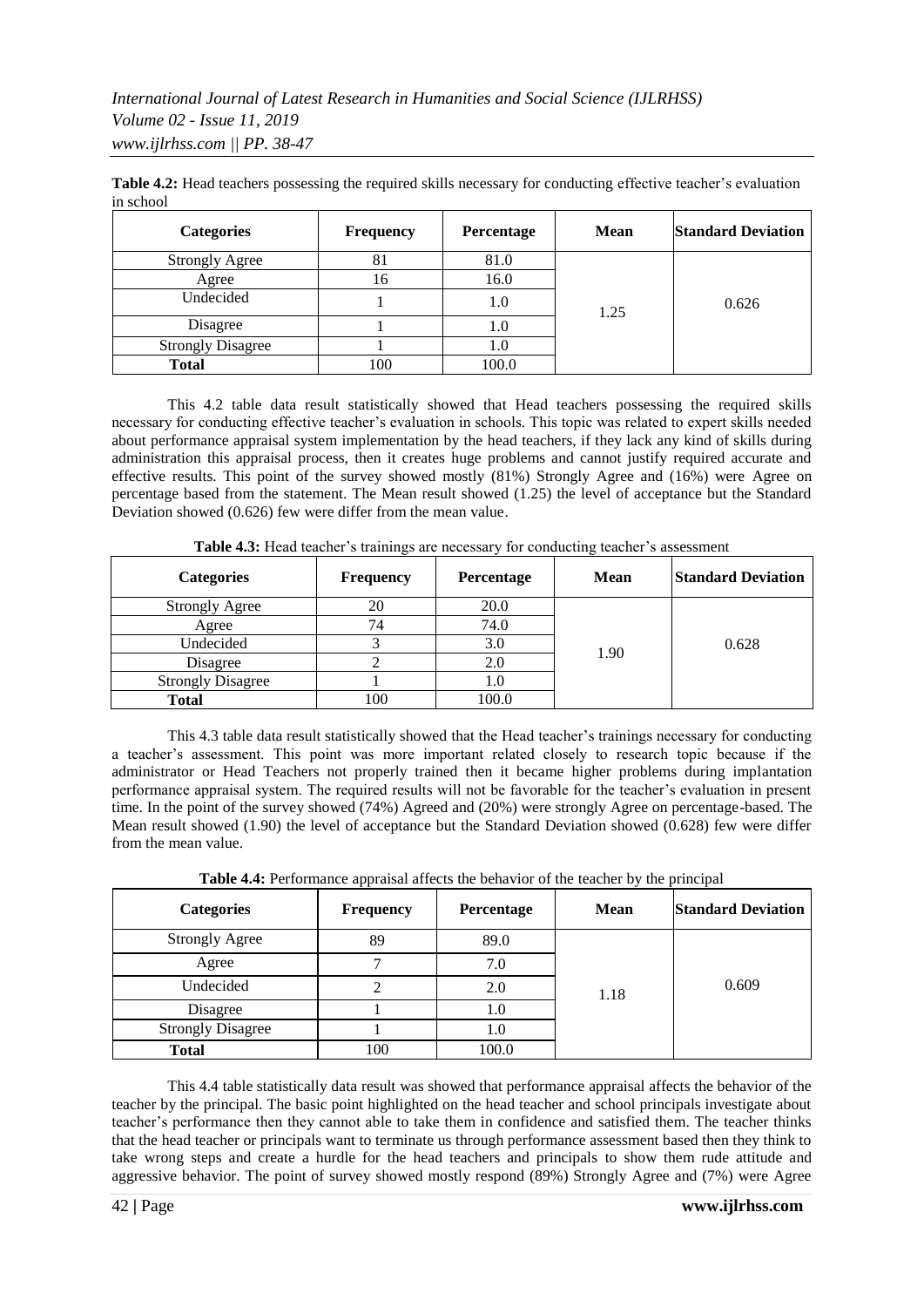**Table 4.2:** Head teachers possessing the required skills necessary for conducting effective teacher's evaluation in school

| Categories | Frequency | Percentage | Mean | Standard Deviation |
|---|---|---|---|---|
| Strongly Agree | 81 | 81.0 | 1.25 | 0.626 |
| Agree | 16 | 16.0 | | |
| Undecided | 1 | 1.0 | | |
| Disagree | 1 | 1.0 | | |
| Strongly Disagree | 1 | 1.0 | | |
| **Total** | 100 | 100.0 | | |

This 4.2 table data result statistically showed that Head teachers possessing the required skills necessary for conducting effective teacher's evaluation in schools. This topic was related to expert skills needed about performance appraisal system implementation by the head teachers, if they lack any kind of skills during administration this appraisal process, then it creates huge problems and cannot justify required accurate and effective results. This point of the survey showed mostly (81%) Strongly Agree and (16%) were Agree on percentage based from the statement. The Mean result showed (1.25) the level of acceptance but the Standard Deviation showed (0.626) few were differ from the mean value.

**Table 4.3:** Head teacher's trainings are necessary for conducting teacher's assessment

| Categories | Frequency | Percentage | Mean | Standard Deviation |
|---|---|---|---|---|
| Strongly Agree | 20 | 20.0 | 1.90 | 0.628 |
| Agree | 74 | 74.0 | | |
| Undecided | 3 | 3.0 | | |
| Disagree | 2 | 2.0 | | |
| Strongly Disagree | 1 | 1.0 | | |
| **Total** | 100 | 100.0 | | |

This 4.3 table data result statistically showed that the Head teacher's trainings necessary for conducting a teacher's assessment. This point was more important related closely to research topic because if the administrator or Head Teachers not properly trained then it became higher problems during implantation performance appraisal system. The required results will not be favorable for the teacher's evaluation in present time. In the point of the survey showed (74%) Agreed and (20%) were strongly Agree on percentage-based. The Mean result showed (1.90) the level of acceptance but the Standard Deviation showed (0.628) few were differ from the mean value.

**Table 4.4:** Performance appraisal affects the behavior of the teacher by the principal

| Categories | Frequency | Percentage | Mean | Standard Deviation |
|---|---|---|---|---|
| Strongly Agree | 89 | 89.0 | 1.18 | 0.609 |
| Agree | 7 | 7.0 | | |
| Undecided | 2 | 2.0 | | |
| Disagree | 1 | 1.0 | | |
| Strongly Disagree | 1 | 1.0 | | |
| **Total** | 100 | 100.0 | | |

This 4.4 table statistically data result was showed that performance appraisal affects the behavior of the teacher by the principal. The basic point highlighted on the head teacher and school principals investigate about teacher's performance then they cannot able to take them in confidence and satisfied them. The teacher thinks that the head teacher or principals want to terminate us through performance assessment based then they think to take wrong steps and create a hurdle for the head teachers and principals to show them rude attitude and aggressive behavior. The point of survey showed mostly respond (89%) Strongly Agree and (7%) were Agree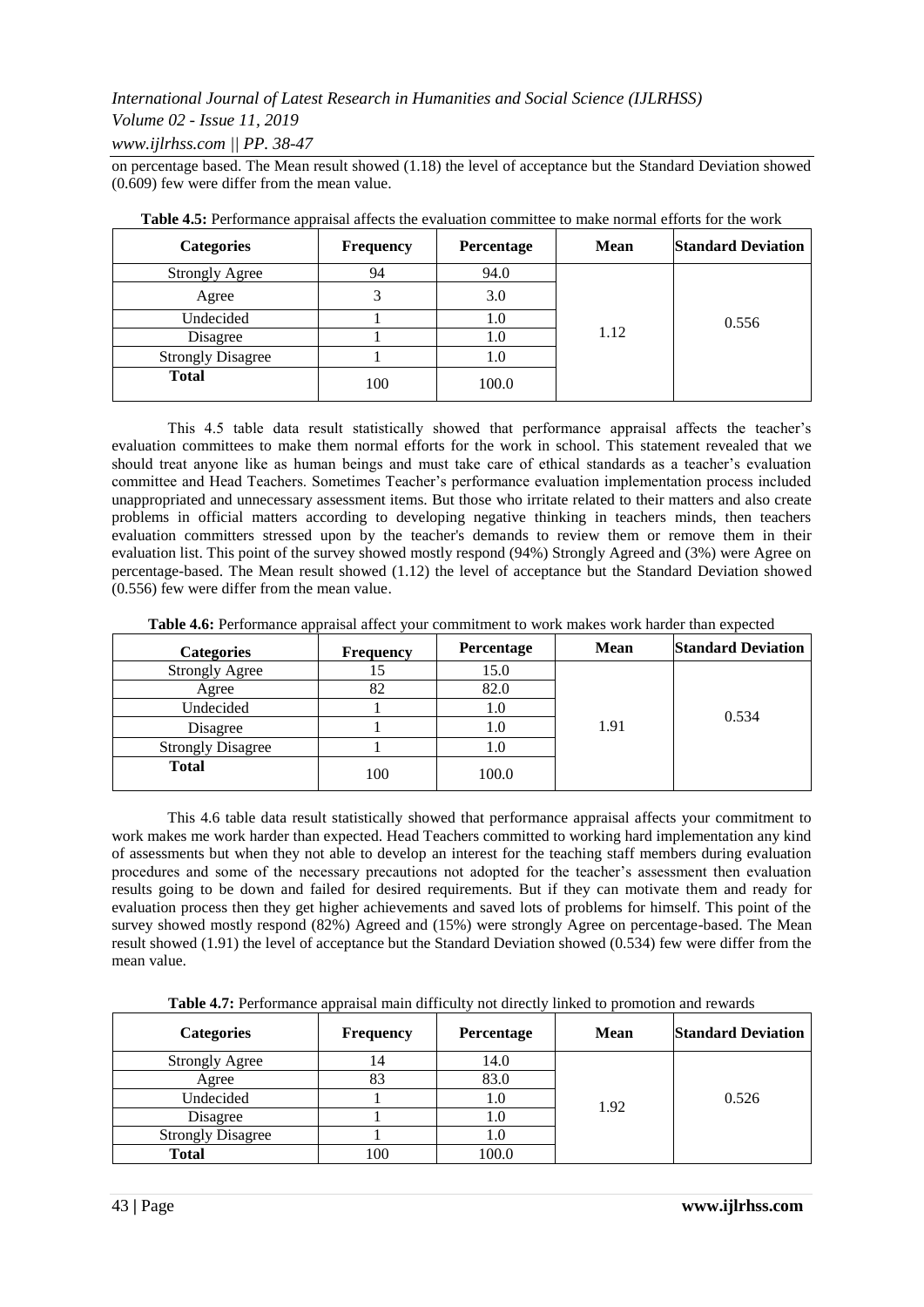on percentage based. The Mean result showed (1.18) the level of acceptance but the Standard Deviation showed (0.609) few were differ from the mean value.

**Table 4.5:** Performance appraisal affects the evaluation committee to make normal efforts for the work

| Categories | Frequency | Percentage | Mean | Standard Deviation |
|---|---|---|---|---|
| Strongly Agree | 94 | 94.0 | 1.12 | 0.556 |
| Agree | 3 | 3.0 | | |
| Undecided | 1 | 1.0 | | |
| Disagree | 1 | 1.0 | | |
| Strongly Disagree | 1 | 1.0 | | |
| **Total** | 100 | 100.0 | | |

This 4.5 table data result statistically showed that performance appraisal affects the teacher's evaluation committees to make them normal efforts for the work in school. This statement revealed that we should treat anyone like as human beings and must take care of ethical standards as a teacher's evaluation committee and Head Teachers. Sometimes Teacher's performance evaluation implementation process included unappropriated and unnecessary assessment items. But those who irritate related to their matters and also create problems in official matters according to developing negative thinking in teachers minds, then teachers evaluation committers stressed upon by the teacher's demands to review them or remove them in their evaluation list. This point of the survey showed mostly respond (94%) Strongly Agreed and (3%) were Agree on percentage-based. The Mean result showed (1.12) the level of acceptance but the Standard Deviation showed (0.556) few were differ from the mean value.

**Table 4.6:** Performance appraisal affect your commitment to work makes work harder than expected

| Categories | Frequency | Percentage | Mean | Standard Deviation |
|---|---|---|---|---|
| Strongly Agree | 15 | 15.0 | 1.91 | 0.534 |
| Agree | 82 | 82.0 | | |
| Undecided | 1 | 1.0 | | |
| Disagree | 1 | 1.0 | | |
| Strongly Disagree | 1 | 1.0 | | |
| **Total** | 100 | 100.0 | | |

This 4.6 table data result statistically showed that performance appraisal affects your commitment to work makes me work harder than expected. Head Teachers committed to working hard implementation any kind of assessments but when they not able to develop an interest for the teaching staff members during evaluation procedures and some of the necessary precautions not adopted for the teacher's assessment then evaluation results going to be down and failed for desired requirements. But if they can motivate them and ready for evaluation process then they get higher achievements and saved lots of problems for himself. This point of the survey showed mostly respond (82%) Agreed and (15%) were strongly Agree on percentage-based. The Mean result showed (1.91) the level of acceptance but the Standard Deviation showed (0.534) few were differ from the mean value.

**Table 4.7:** Performance appraisal main difficulty not directly linked to promotion and rewards

| Categories | Frequency | Percentage | Mean | Standard Deviation |
|---|---|---|---|---|
| Strongly Agree | 14 | 14.0 | 1.92 | 0.526 |
| Agree | 83 | 83.0 | | |
| Undecided | 1 | 1.0 | | |
| Disagree | 1 | 1.0 | | |
| Strongly Disagree | 1 | 1.0 | | |
| **Total** | 100 | 100.0 | | |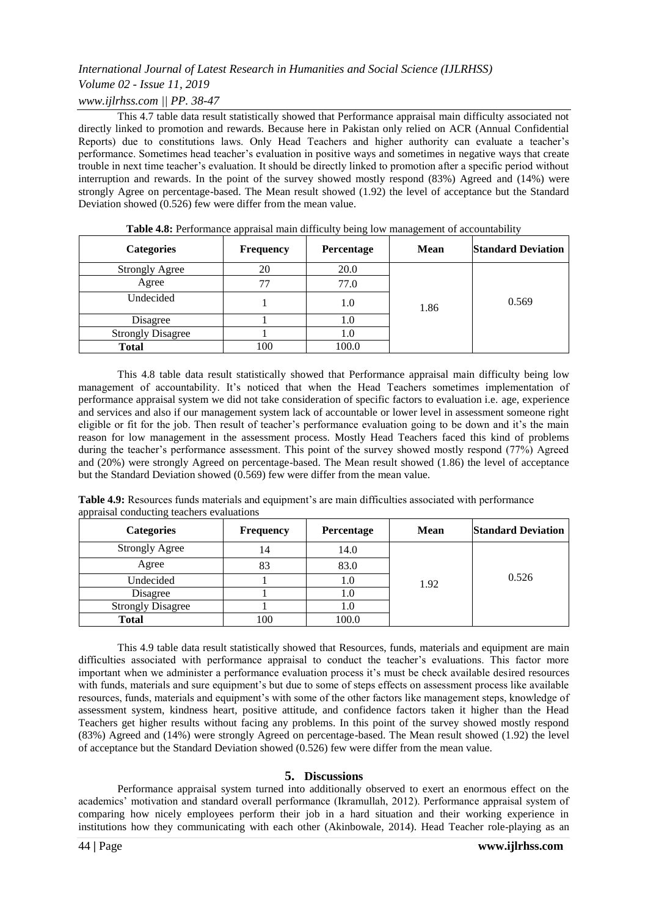This 4.7 table data result statistically showed that Performance appraisal main difficulty associated not directly linked to promotion and rewards. Because here in Pakistan only relied on ACR (Annual Confidential Reports) due to constitutions laws. Only Head Teachers and higher authority can evaluate a teacher's performance. Sometimes head teacher's evaluation in positive ways and sometimes in negative ways that create trouble in next time teacher's evaluation. It should be directly linked to promotion after a specific period without interruption and rewards. In the point of the survey showed mostly respond (83%) Agreed and (14%) were strongly Agree on percentage-based. The Mean result showed (1.92) the level of acceptance but the Standard Deviation showed (0.526) few were differ from the mean value.

**Table 4.8:** Performance appraisal main difficulty being low management of accountability

| Categories | Frequency | Percentage | Mean | Standard Deviation |
|---|---|---|---|---|
| Strongly Agree | 20 | 20.0 | 1.86 | 0.569 |
| Agree | 77 | 77.0 | | |
| Undecided | 1 | 1.0 | | |
| Disagree | 1 | 1.0 | | |
| Strongly Disagree | 1 | 1.0 | | |
| **Total** | 100 | 100.0 | | |

This 4.8 table data result statistically showed that Performance appraisal main difficulty being low management of accountability. It's noticed that when the Head Teachers sometimes implementation of performance appraisal system we did not take consideration of specific factors to evaluation i.e. age, experience and services and also if our management system lack of accountable or lower level in assessment someone right eligible or fit for the job. Then result of teacher's performance evaluation going to be down and it's the main reason for low management in the assessment process. Mostly Head Teachers faced this kind of problems during the teacher's performance assessment. This point of the survey showed mostly respond (77%) Agreed and (20%) were strongly Agreed on percentage-based. The Mean result showed (1.86) the level of acceptance but the Standard Deviation showed (0.569) few were differ from the mean value.

**Table 4.9:** Resources funds materials and equipment's are main difficulties associated with performance appraisal conducting teachers evaluations

| Categories | Frequency | Percentage | Mean | Standard Deviation |
|---|---|---|---|---|
| Strongly Agree | 14 | 14.0 | 1.92 | 0.526 |
| Agree | 83 | 83.0 | | |
| Undecided | 1 | 1.0 | | |
| Disagree | 1 | 1.0 | | |
| Strongly Disagree | 1 | 1.0 | | |
| **Total** | 100 | 100.0 | | |

This 4.9 table data result statistically showed that Resources, funds, materials and equipment are main difficulties associated with performance appraisal to conduct the teacher's evaluations. This factor more important when we administer a performance evaluation process it's must be check available desired resources with funds, materials and sure equipment's but due to some of steps effects on assessment process like available resources, funds, materials and equipment's with some of the other factors like management steps, knowledge of assessment system, kindness heart, positive attitude, and confidence factors taken it higher than the Head Teachers get higher results without facing any problems. In this point of the survey showed mostly respond (83%) Agreed and (14%) were strongly Agreed on percentage-based. The Mean result showed (1.92) the level of acceptance but the Standard Deviation showed (0.526) few were differ from the mean value.

## 5. Discussions

Performance appraisal system turned into additionally observed to exert an enormous effect on the academics' motivation and standard overall performance (Ikramullah, 2012). Performance appraisal system of comparing how nicely employees perform their job in a hard situation and their working experience in institutions how they communicating with each other (Akinbowale, 2014). Head Teacher role-playing as an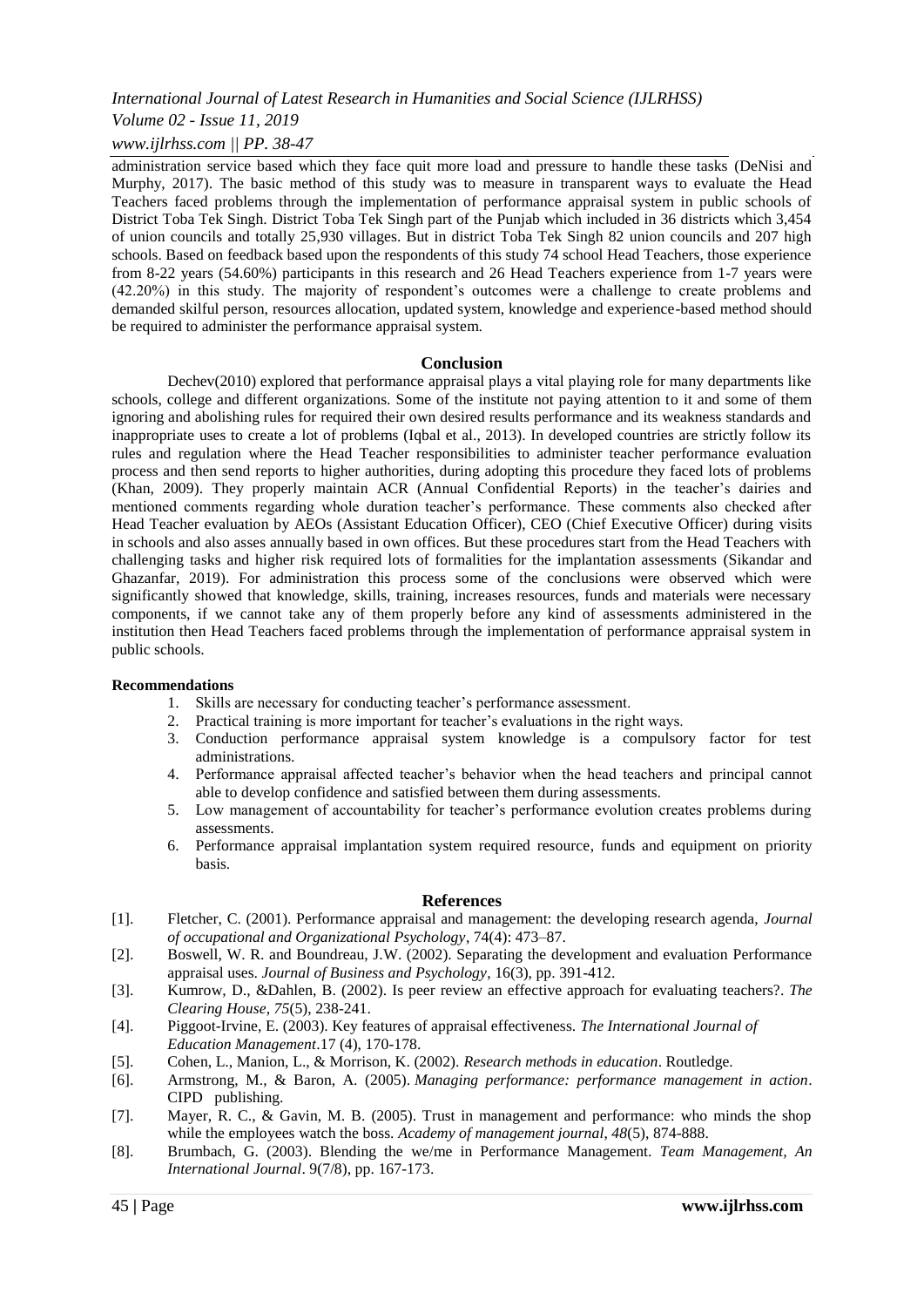administration service based which they face quit more load and pressure to handle these tasks (DeNisi and Murphy, 2017). The basic method of this study was to measure in transparent ways to evaluate the Head Teachers faced problems through the implementation of performance appraisal system in public schools of District Toba Tek Singh. District Toba Tek Singh part of the Punjab which included in 36 districts which 3,454 of union councils and totally 25,930 villages. But in district Toba Tek Singh 82 union councils and 207 high schools. Based on feedback based upon the respondents of this study 74 school Head Teachers, those experience from 8-22 years (54.60%) participants in this research and 26 Head Teachers experience from 1-7 years were (42.20%) in this study. The majority of respondent's outcomes were a challenge to create problems and demanded skilful person, resources allocation, updated system, knowledge and experience-based method should be required to administer the performance appraisal system.

## Conclusion

Dechev(2010) explored that performance appraisal plays a vital playing role for many departments like schools, college and different organizations. Some of the institute not paying attention to it and some of them ignoring and abolishing rules for required their own desired results performance and its weakness standards and inappropriate uses to create a lot of problems (Iqbal et al., 2013). In developed countries are strictly follow its rules and regulation where the Head Teacher responsibilities to administer teacher performance evaluation process and then send reports to higher authorities, during adopting this procedure they faced lots of problems (Khan, 2009). They properly maintain ACR (Annual Confidential Reports) in the teacher's dairies and mentioned comments regarding whole duration teacher's performance. These comments also checked after Head Teacher evaluation by AEOs (Assistant Education Officer), CEO (Chief Executive Officer) during visits in schools and also asses annually based in own offices. But these procedures start from the Head Teachers with challenging tasks and higher risk required lots of formalities for the implantation assessments (Sikandar and Ghazanfar, 2019). For administration this process some of the conclusions were observed which were significantly showed that knowledge, skills, training, increases resources, funds and materials were necessary components, if we cannot take any of them properly before any kind of assessments administered in the institution then Head Teachers faced problems through the implementation of performance appraisal system in public schools.

### Recommendations

1. Skills are necessary for conducting teacher's performance assessment.
2. Practical training is more important for teacher's evaluations in the right ways.
3. Conduction performance appraisal system knowledge is a compulsory factor for test administrations.
4. Performance appraisal affected teacher's behavior when the head teachers and principal cannot able to develop confidence and satisfied between them during assessments.
5. Low management of accountability for teacher's performance evolution creates problems during assessments.
6. Performance appraisal implantation system required resource, funds and equipment on priority basis.

## References

[1]. Fletcher, C. (2001). Performance appraisal and management: the developing research agenda, *Journal of occupational and Organizational Psychology*, 74(4): 473–87.

[2]. Boswell, W. R. and Boundreau, J.W. (2002). Separating the development and evaluation Performance appraisal uses. *Journal of Business and Psychology*, 16(3), pp. 391-412.

[3]. Kumrow, D., &Dahlen, B. (2002). Is peer review an effective approach for evaluating teachers?. *The Clearing House*, *75*(5), 238-241.

[4]. Piggoot-Irvine, E. (2003). Key features of appraisal effectiveness. *The International Journal of Education Management*.17 (4), 170-178.

[5]. Cohen, L., Manion, L., & Morrison, K. (2002). *Research methods in education*. Routledge.

[6]. Armstrong, M., & Baron, A. (2005). *Managing performance: performance management in action*. CIPD publishing.

[7]. Mayer, R. C., & Gavin, M. B. (2005). Trust in management and performance: who minds the shop while the employees watch the boss. *Academy of management journal*, *48*(5), 874-888.

[8]. Brumbach, G. (2003). Blending the we/me in Performance Management. *Team Management, An International Journal*. 9(7/8), pp. 167-173.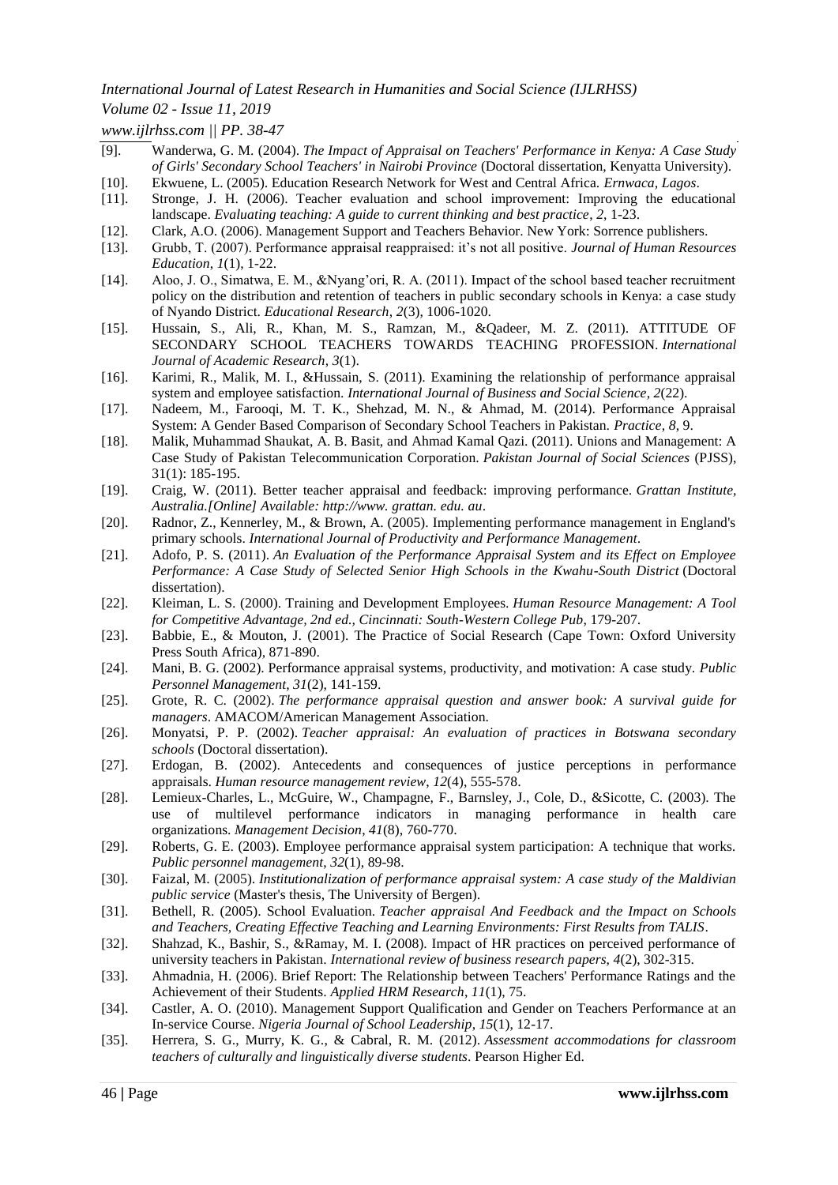[9]. Wanderwa, G. M. (2004). *The Impact of Appraisal on Teachers' Performance in Kenya: A Case Study of Girls' Secondary School Teachers' in Nairobi Province* (Doctoral dissertation, Kenyatta University).

[10]. Ekwuene, L. (2005). Education Research Network for West and Central Africa. *Ernwaca, Lagos*.

[11]. Stronge, J. H. (2006). Teacher evaluation and school improvement: Improving the educational landscape. *Evaluating teaching: A guide to current thinking and best practice*, *2*, 1-23.

[12]. Clark, A.O. (2006). Management Support and Teachers Behavior. New York: Sorrence publishers.

[13]. Grubb, T. (2007). Performance appraisal reappraised: it's not all positive. *Journal of Human Resources Education*, *1*(1), 1-22.

[14]. Aloo, J. O., Simatwa, E. M., &Nyang'ori, R. A. (2011). Impact of the school based teacher recruitment policy on the distribution and retention of teachers in public secondary schools in Kenya: a case study of Nyando District. *Educational Research*, *2*(3), 1006-1020.

[15]. Hussain, S., Ali, R., Khan, M. S., Ramzan, M., &Qadeer, M. Z. (2011). ATTITUDE OF SECONDARY SCHOOL TEACHERS TOWARDS TEACHING PROFESSION. *International Journal of Academic Research*, *3*(1).

[16]. Karimi, R., Malik, M. I., &Hussain, S. (2011). Examining the relationship of performance appraisal system and employee satisfaction. *International Journal of Business and Social Science*, *2*(22).

[17]. Nadeem, M., Farooqi, M. T. K., Shehzad, M. N., & Ahmad, M. (2014). Performance Appraisal System: A Gender Based Comparison of Secondary School Teachers in Pakistan. *Practice*, *8*, 9.

[18]. Malik, Muhammad Shaukat, A. B. Basit, and Ahmad Kamal Qazi. (2011). Unions and Management: A Case Study of Pakistan Telecommunication Corporation. *Pakistan Journal of Social Sciences* (PJSS), 31(1): 185-195.

[19]. Craig, W. (2011). Better teacher appraisal and feedback: improving performance. *Grattan Institute, Australia.[Online] Available: http://www. grattan. edu. au*.

[20]. Radnor, Z., Kennerley, M., & Brown, A. (2005). Implementing performance management in England's primary schools. *International Journal of Productivity and Performance Management*.

[21]. Adofo, P. S. (2011). *An Evaluation of the Performance Appraisal System and its Effect on Employee Performance: A Case Study of Selected Senior High Schools in the Kwahu-South District* (Doctoral dissertation).

[22]. Kleiman, L. S. (2000). Training and Development Employees. *Human Resource Management: A Tool for Competitive Advantage, 2nd ed., Cincinnati: South-Western College Pub*, 179-207.

[23]. Babbie, E., & Mouton, J. (2001). The Practice of Social Research (Cape Town: Oxford University Press South Africa), 871-890.

[24]. Mani, B. G. (2002). Performance appraisal systems, productivity, and motivation: A case study. *Public Personnel Management*, *31*(2), 141-159.

[25]. Grote, R. C. (2002). *The performance appraisal question and answer book: A survival guide for managers*. AMACOM/American Management Association.

[26]. Monyatsi, P. P. (2002). *Teacher appraisal: An evaluation of practices in Botswana secondary schools* (Doctoral dissertation).

[27]. Erdogan, B. (2002). Antecedents and consequences of justice perceptions in performance appraisals. *Human resource management review*, *12*(4), 555-578.

[28]. Lemieux-Charles, L., McGuire, W., Champagne, F., Barnsley, J., Cole, D., &Sicotte, C. (2003). The use of multilevel performance indicators in managing performance in health care organizations. *Management Decision*, *41*(8), 760-770.

[29]. Roberts, G. E. (2003). Employee performance appraisal system participation: A technique that works. *Public personnel management*, *32*(1), 89-98.

[30]. Faizal, M. (2005). *Institutionalization of performance appraisal system: A case study of the Maldivian public service* (Master's thesis, The University of Bergen).

[31]. Bethell, R. (2005). School Evaluation. *Teacher appraisal And Feedback and the Impact on Schools and Teachers, Creating Effective Teaching and Learning Environments: First Results from TALIS*.

[32]. Shahzad, K., Bashir, S., &Ramay, M. I. (2008). Impact of HR practices on perceived performance of university teachers in Pakistan. *International review of business research papers*, *4*(2), 302-315.

[33]. Ahmadnia, H. (2006). Brief Report: The Relationship between Teachers' Performance Ratings and the Achievement of their Students. *Applied HRM Research*, *11*(1), 75.

[34]. Castler, A. O. (2010). Management Support Qualification and Gender on Teachers Performance at an In-service Course. *Nigeria Journal of School Leadership*, *15*(1), 12-17.

[35]. Herrera, S. G., Murry, K. G., & Cabral, R. M. (2012). *Assessment accommodations for classroom teachers of culturally and linguistically diverse students*. Pearson Higher Ed.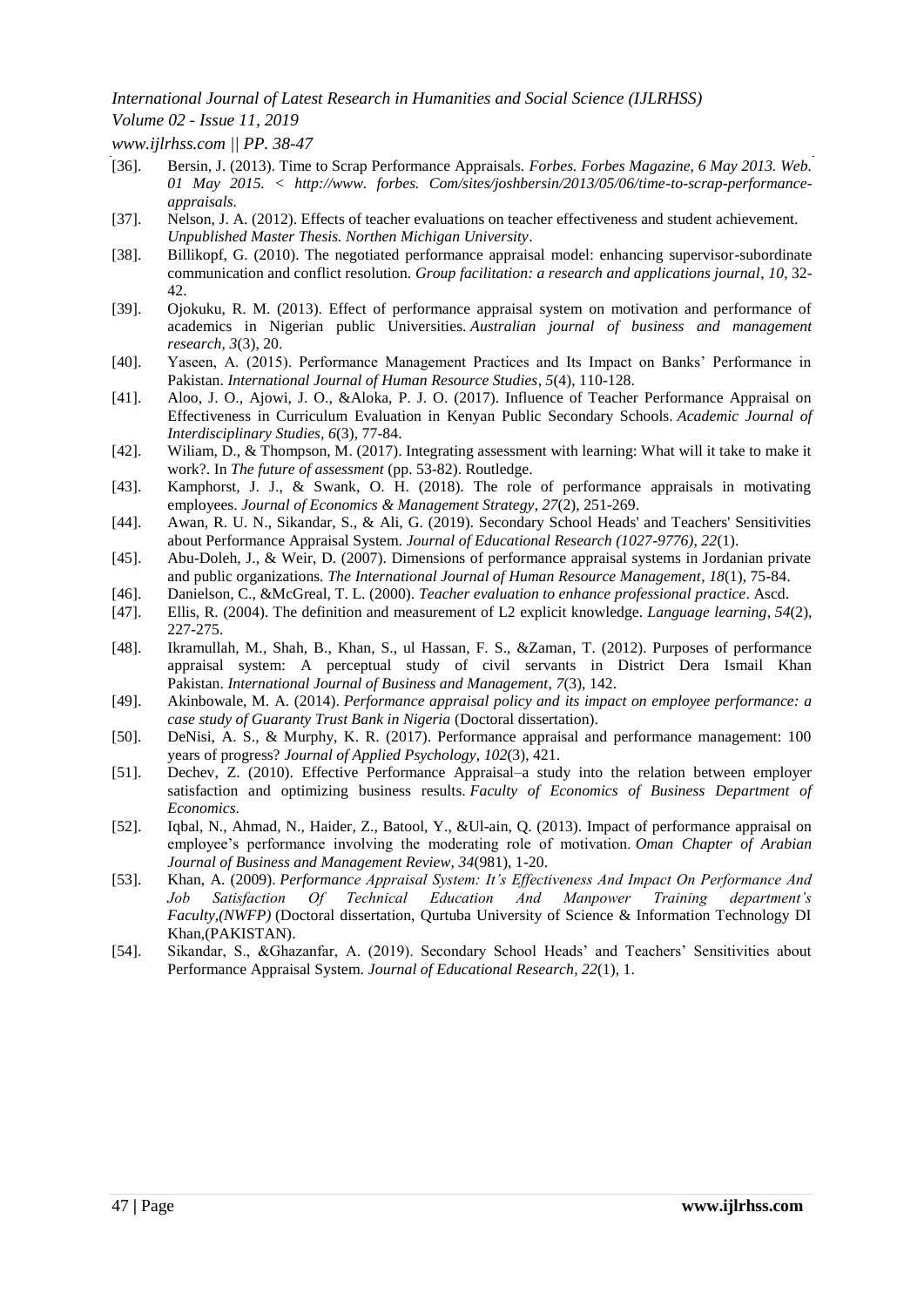[36]. Bersin, J. (2013). Time to Scrap Performance Appraisals. *Forbes. Forbes Magazine, 6 May 2013. Web. 01 May 2015. < http://www. forbes. Com/sites/joshbersin/2013/05/06/time-to-scrap-performance-appraisals*.

[37]. Nelson, J. A. (2012). Effects of teacher evaluations on teacher effectiveness and student achievement. *Unpublished Master Thesis. Northen Michigan University*.

[38]. Billikopf, G. (2010). The negotiated performance appraisal model: enhancing supervisor-subordinate communication and conflict resolution. *Group facilitation: a research and applications journal*, *10*, 32-42.

[39]. Ojokuku, R. M. (2013). Effect of performance appraisal system on motivation and performance of academics in Nigerian public Universities. *Australian journal of business and management research*, *3*(3), 20.

[40]. Yaseen, A. (2015). Performance Management Practices and Its Impact on Banks' Performance in Pakistan. *International Journal of Human Resource Studies*, *5*(4), 110-128.

[41]. Aloo, J. O., Ajowi, J. O., &Aloka, P. J. O. (2017). Influence of Teacher Performance Appraisal on Effectiveness in Curriculum Evaluation in Kenyan Public Secondary Schools. *Academic Journal of Interdisciplinary Studies*, *6*(3), 77-84.

[42]. Wiliam, D., & Thompson, M. (2017). Integrating assessment with learning: What will it take to make it work?. In *The future of assessment* (pp. 53-82). Routledge.

[43]. Kamphorst, J. J., & Swank, O. H. (2018). The role of performance appraisals in motivating employees. *Journal of Economics & Management Strategy*, *27*(2), 251-269.

[44]. Awan, R. U. N., Sikandar, S., & Ali, G. (2019). Secondary School Heads' and Teachers' Sensitivities about Performance Appraisal System. *Journal of Educational Research (1027-9776)*, *22*(1).

[45]. Abu-Doleh, J., & Weir, D. (2007). Dimensions of performance appraisal systems in Jordanian private and public organizations. *The International Journal of Human Resource Management*, *18*(1), 75-84.

[46]. Danielson, C., &McGreal, T. L. (2000). *Teacher evaluation to enhance professional practice*. Ascd.

[47]. Ellis, R. (2004). The definition and measurement of L2 explicit knowledge. *Language learning*, *54*(2), 227-275.

[48]. Ikramullah, M., Shah, B., Khan, S., ul Hassan, F. S., &Zaman, T. (2012). Purposes of performance appraisal system: A perceptual study of civil servants in District Dera Ismail Khan Pakistan. *International Journal of Business and Management*, *7*(3), 142.

[49]. Akinbowale, M. A. (2014). *Performance appraisal policy and its impact on employee performance: a case study of Guaranty Trust Bank in Nigeria* (Doctoral dissertation).

[50]. DeNisi, A. S., & Murphy, K. R. (2017). Performance appraisal and performance management: 100 years of progress? *Journal of Applied Psychology*, *102*(3), 421.

[51]. Dechev, Z. (2010). Effective Performance Appraisal–a study into the relation between employer satisfaction and optimizing business results. *Faculty of Economics of Business Department of Economics*.

[52]. Iqbal, N., Ahmad, N., Haider, Z., Batool, Y., &Ul-ain, Q. (2013). Impact of performance appraisal on employee's performance involving the moderating role of motivation. *Oman Chapter of Arabian Journal of Business and Management Review*, *34*(981), 1-20.

[53]. Khan, A. (2009). *Performance Appraisal System: It's Effectiveness And Impact On Performance And Job Satisfaction Of Technical Education And Manpower Training department's Faculty,(NWFP)* (Doctoral dissertation, Qurtuba University of Science & Information Technology DI Khan,(PAKISTAN).

[54]. Sikandar, S., &Ghazanfar, A. (2019). Secondary School Heads' and Teachers' Sensitivities about Performance Appraisal System. *Journal of Educational Research*, *22*(1), 1.